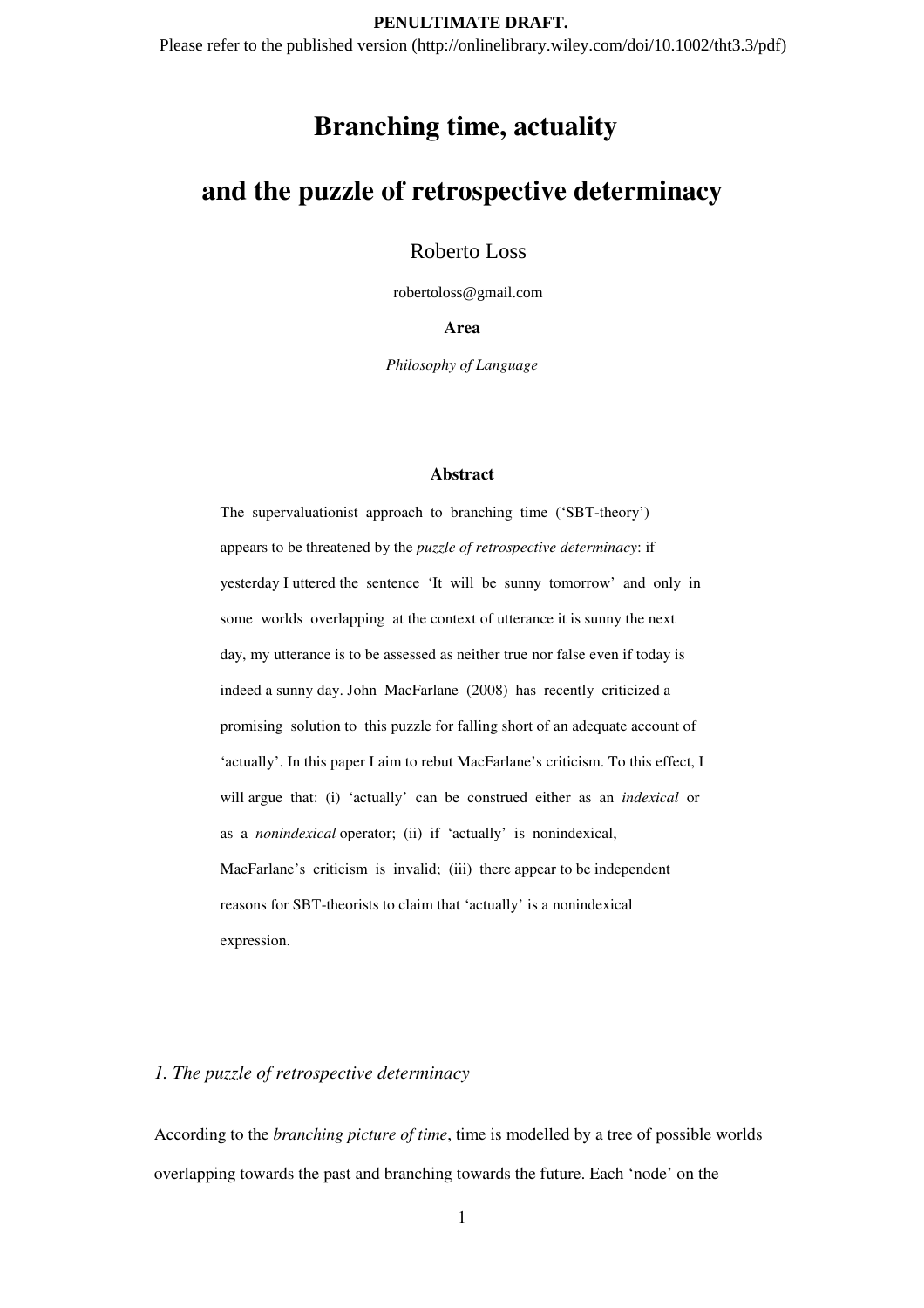**PENULTIMATE DRAFT.**

Please refer to the published version (http://onlinelibrary.wiley.com/doi/10.1002/tht3.3/pdf)

# Branching time, actuality and the puzzle of retrospective determinacy

Roberto Loss

robertoloss@gmail.com

**Area**

*Philosophy of Language*

**Abstract**

The supervaluationist approach to branching time ('SBT-theory') appears to be threatened by the *puzzle of retrospective determinacy*: if yesterday I uttered the sentence 'It will be sunny tomorrow' and only in some worlds overlapping at the context of utterance it is sunny the next day, my utterance is to be assessed as neither true nor false even if today is indeed a sunny day. John MacFarlane (2008) has recently criticized a promising solution to this puzzle for falling short of an adequate account of 'actually'. In this paper I aim to rebut MacFarlane's criticism. To this effect, I will argue that: (i) 'actually' can be construed either as an *indexical* or as a *nonindexical* operator; (ii) if 'actually' is nonindexical, MacFarlane's criticism is invalid; (iii) there appear to be independent reasons for SBT-theorists to claim that 'actually' is a nonindexical expression.

## *1. The puzzle of retrospective determinacy*

According to the *branching picture of time*, time is modelled by a tree of possible worlds overlapping towards the past and branching towards the future. Each 'node' on the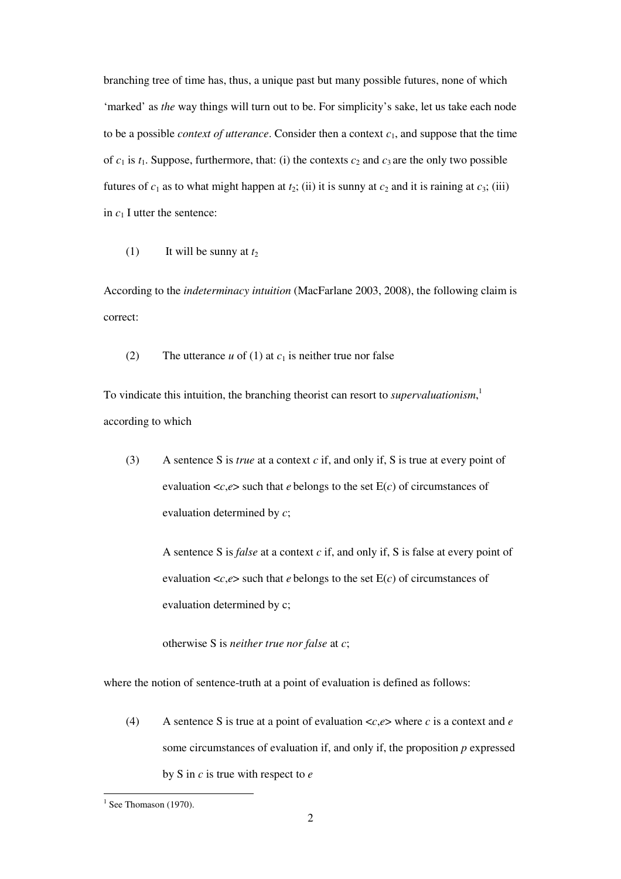branching tree of time has, thus, a unique past but many possible futures, none of which 'marked' as *the* way things will turn out to be. For simplicity's sake, let us take each node to be a possible *context of utterance*. Consider then a context $c_1$, and suppose that the time of $c_1$ is $t_1$. Suppose, furthermore, that: (i) the contexts $c_2$ and $c_3$ are the only two possible futures of $c_1$ as to what might happen at $t_2$; (ii) it is sunny at $c_2$ and it is raining at $c_3$; (iii) in $c_1$ I utter the sentence:

(1) It will be sunny at $t_2$

According to the *indeterminacy intuition* (MacFarlane 2003, 2008), the following claim is correct:

(2) The utterance $u$ of (1) at $c_1$ is neither true nor false

To vindicate this intuition, the branching theorist can resort to *supervaluationism*,[1] according to which

(3) A sentence S is *true* at a context $c$ if, and only if, S is true at every point of evaluation $<c,e>$ such that $e$ belongs to the set E($c$) of circumstances of evaluation determined by $c$;

A sentence S is *false* at a context $c$ if, and only if, S is false at every point of evaluation $<c,e>$ such that $e$ belongs to the set E($c$) of circumstances of evaluation determined by c;

otherwise S is *neither true nor false* at $c$;

where the notion of sentence-truth at a point of evaluation is defined as follows:

(4) A sentence S is true at a point of evaluation $<c,e>$ where $c$ is a context and $e$ some circumstances of evaluation if, and only if, the proposition $p$ expressed by S in $c$ is true with respect to $e$

[1] See Thomason (1970).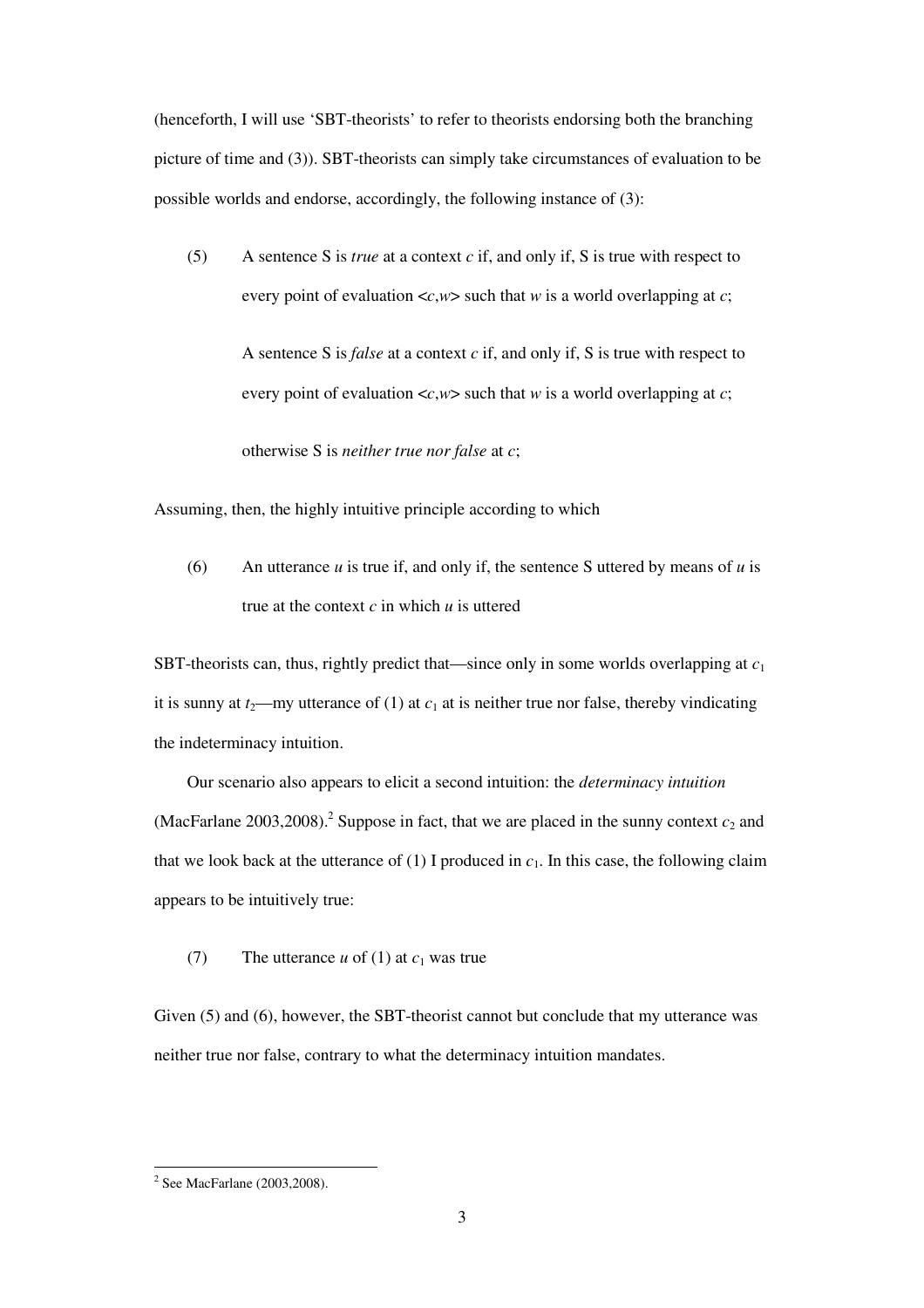(henceforth, I will use 'SBT-theorists' to refer to theorists endorsing both the branching picture of time and (3)). SBT-theorists can simply take circumstances of evaluation to be possible worlds and endorse, accordingly, the following instance of (3):

(5) A sentence S is *true* at a context $c$ if, and only if, S is true with respect to every point of evaluation $<c,w>$ such that $w$ is a world overlapping at $c$;

A sentence S is *false* at a context $c$ if, and only if, S is true with respect to every point of evaluation $<c,w>$ such that $w$ is a world overlapping at $c$;

otherwise S is *neither true nor false* at $c$;

Assuming, then, the highly intuitive principle according to which

(6) An utterance $u$ is true if, and only if, the sentence S uttered by means of $u$ is true at the context $c$ in which $u$ is uttered

SBT-theorists can, thus, rightly predict that—since only in some worlds overlapping at $c_1$ it is sunny at $t_2$—my utterance of (1) at $c_1$ at is neither true nor false, thereby vindicating the indeterminacy intuition.

Our scenario also appears to elicit a second intuition: the *determinacy intuition* (MacFarlane 2003,2008).[2] Suppose in fact, that we are placed in the sunny context $c_2$ and that we look back at the utterance of (1) I produced in $c_1$. In this case, the following claim appears to be intuitively true:

(7) The utterance $u$ of (1) at $c_1$ was true

Given (5) and (6), however, the SBT-theorist cannot but conclude that my utterance was neither true nor false, contrary to what the determinacy intuition mandates.

[2] See MacFarlane (2003,2008).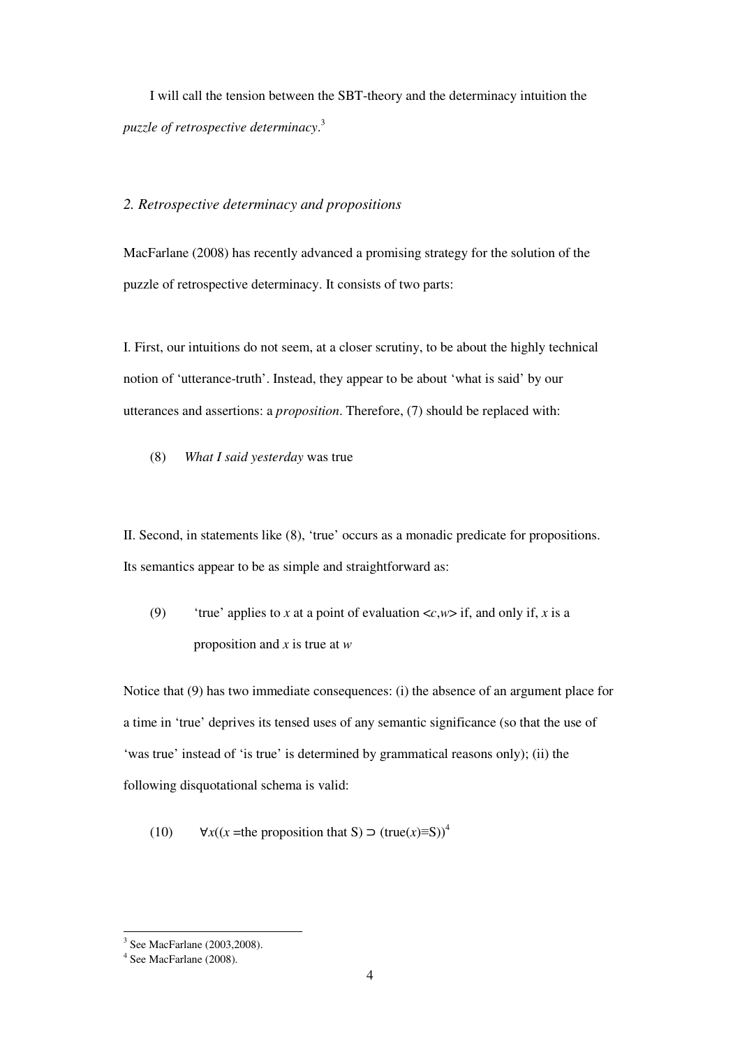I will call the tension between the SBT-theory and the determinacy intuition the *puzzle of retrospective determinacy*.[3]

## *2. Retrospective determinacy and propositions*

MacFarlane (2008) has recently advanced a promising strategy for the solution of the puzzle of retrospective determinacy. It consists of two parts:

I. First, our intuitions do not seem, at a closer scrutiny, to be about the highly technical notion of 'utterance-truth'. Instead, they appear to be about 'what is said' by our utterances and assertions: a *proposition*. Therefore, (7) should be replaced with:

(8) *What I said yesterday* was true

II. Second, in statements like (8), 'true' occurs as a monadic predicate for propositions. Its semantics appear to be as simple and straightforward as:

(9) 'true' applies to $x$ at a point of evaluation $<c,w>$ if, and only if, $x$ is a proposition and $x$ is true at $w$

Notice that (9) has two immediate consequences: (i) the absence of an argument place for a time in 'true' deprives its tensed uses of any semantic significance (so that the use of 'was true' instead of 'is true' is determined by grammatical reasons only); (ii) the following disquotational schema is valid:

(10) $\forall x((x = \text{the proposition that S}) \supset (\text{true}(x) \equiv \text{S}))$[4]

---

[3] See MacFarlane (2003,2008).

[4] See MacFarlane (2008).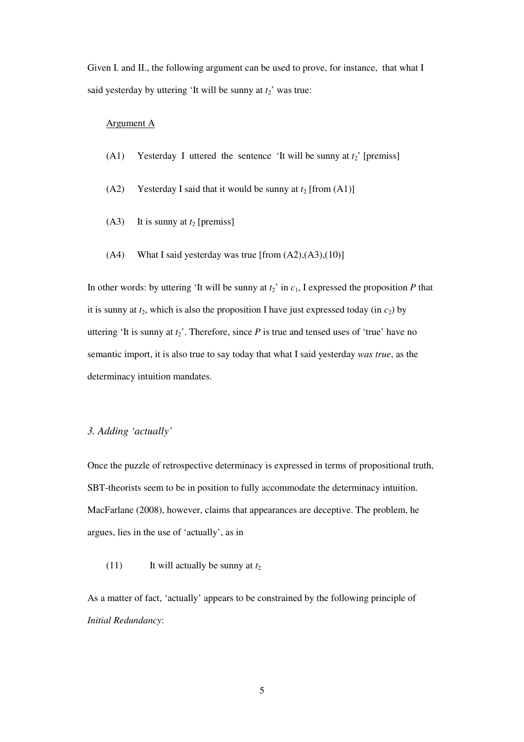Given I. and II., the following argument can be used to prove, for instance, that what I said yesterday by uttering 'It will be sunny at $t_2$' was true:

Argument A

(A1) Yesterday I uttered the sentence 'It will be sunny at $t_2$' [premiss]

(A2) Yesterday I said that it would be sunny at $t_2$ [from (A1)]

(A3) It is sunny at $t_2$ [premiss]

(A4) What I said yesterday was true [from (A2),(A3),(10)]

In other words: by uttering 'It will be sunny at $t_2$' in $c_1$, I expressed the proposition $P$ that it is sunny at $t_2$, which is also the proposition I have just expressed today (in $c_2$) by uttering 'It is sunny at $t_2$'. Therefore, since $P$ is true and tensed uses of 'true' have no semantic import, it is also true to say today that what I said yesterday *was true*, as the determinacy intuition mandates.

### *3. Adding 'actually'*

Once the puzzle of retrospective determinacy is expressed in terms of propositional truth, SBT-theorists seem to be in position to fully accommodate the determinacy intuition. MacFarlane (2008), however, claims that appearances are deceptive. The problem, he argues, lies in the use of 'actually', as in

(11) It will actually be sunny at $t_2$

As a matter of fact, 'actually' appears to be constrained by the following principle of *Initial Redundancy*: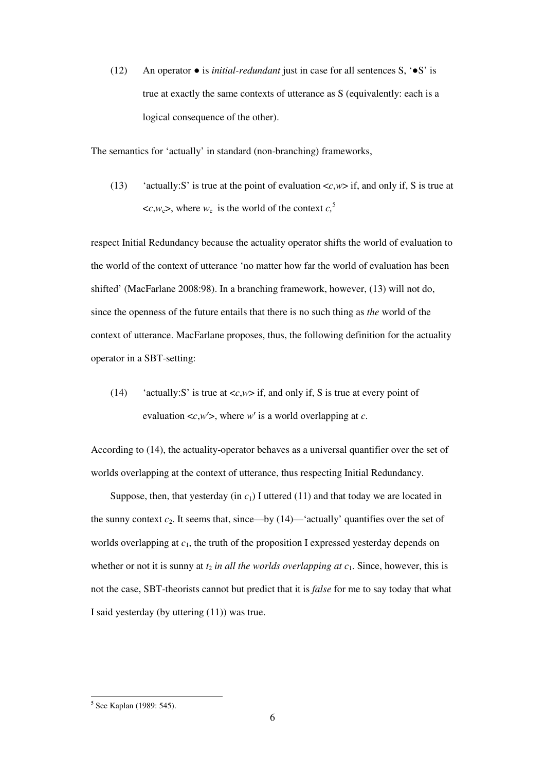(12) An operator ● is *initial-redundant* just in case for all sentences S, '●S' is true at exactly the same contexts of utterance as S (equivalently: each is a logical consequence of the other).

The semantics for 'actually' in standard (non-branching) frameworks,

(13) 'actually:S' is true at the point of evaluation $<c,w>$ if, and only if, S is true at $<c,w_c>$, where $w_c$ is the world of the context $c$,[5]

respect Initial Redundancy because the actuality operator shifts the world of evaluation to the world of the context of utterance 'no matter how far the world of evaluation has been shifted' (MacFarlane 2008:98). In a branching framework, however, (13) will not do, since the openness of the future entails that there is no such thing as *the* world of the context of utterance. MacFarlane proposes, thus, the following definition for the actuality operator in a SBT-setting:

(14) 'actually:S' is true at $<c,w>$ if, and only if, S is true at every point of evaluation $<c,w'>$, where $w'$ is a world overlapping at $c$.

According to (14), the actuality-operator behaves as a universal quantifier over the set of worlds overlapping at the context of utterance, thus respecting Initial Redundancy.

Suppose, then, that yesterday (in $c_1$) I uttered (11) and that today we are located in the sunny context $c_2$. It seems that, since—by (14)—'actually' quantifies over the set of worlds overlapping at $c_1$, the truth of the proposition I expressed yesterday depends on whether or not it is sunny at $t_2$ *in all the worlds overlapping at* $c_1$. Since, however, this is not the case, SBT-theorists cannot but predict that it is *false* for me to say today that what I said yesterday (by uttering (11)) was true.

---

[5] See Kaplan (1989: 545).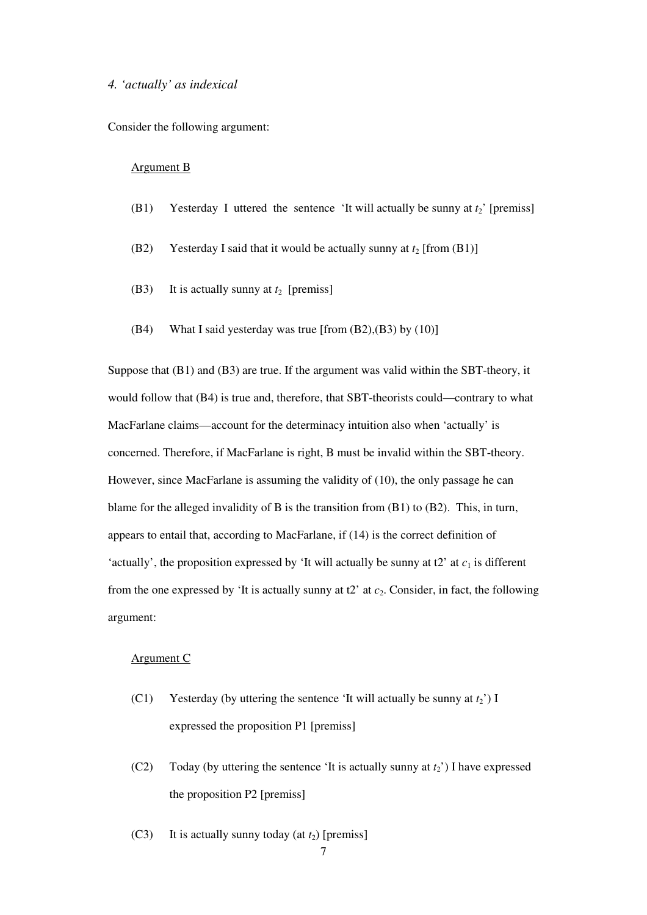*4. ‘actually’ as indexical*

Consider the following argument:

<u>Argument B</u>

(B1) Yesterday I uttered the sentence ‘It will actually be sunny at $t_2$’ [premiss]

(B2) Yesterday I said that it would be actually sunny at $t_2$ [from (B1)]

(B3) It is actually sunny at $t_2$ [premiss]

(B4) What I said yesterday was true [from (B2),(B3) by (10)]

Suppose that (B1) and (B3) are true. If the argument was valid within the SBT-theory, it would follow that (B4) is true and, therefore, that SBT-theorists could—contrary to what MacFarlane claims—account for the determinacy intuition also when ‘actually’ is concerned. Therefore, if MacFarlane is right, B must be invalid within the SBT-theory. However, since MacFarlane is assuming the validity of (10), the only passage he can blame for the alleged invalidity of B is the transition from (B1) to (B2). This, in turn, appears to entail that, according to MacFarlane, if (14) is the correct definition of ‘actually’, the proposition expressed by ‘It will actually be sunny at t2’ at $c_1$ is different from the one expressed by ‘It is actually sunny at t2’ at $c_2$. Consider, in fact, the following argument:

<u>Argument C</u>

(C1) Yesterday (by uttering the sentence ‘It will actually be sunny at $t_2$’) I expressed the proposition P1 [premiss]

(C2) Today (by uttering the sentence ‘It is actually sunny at $t_2$’) I have expressed the proposition P2 [premiss]

(C3) It is actually sunny today (at $t_2$) [premiss]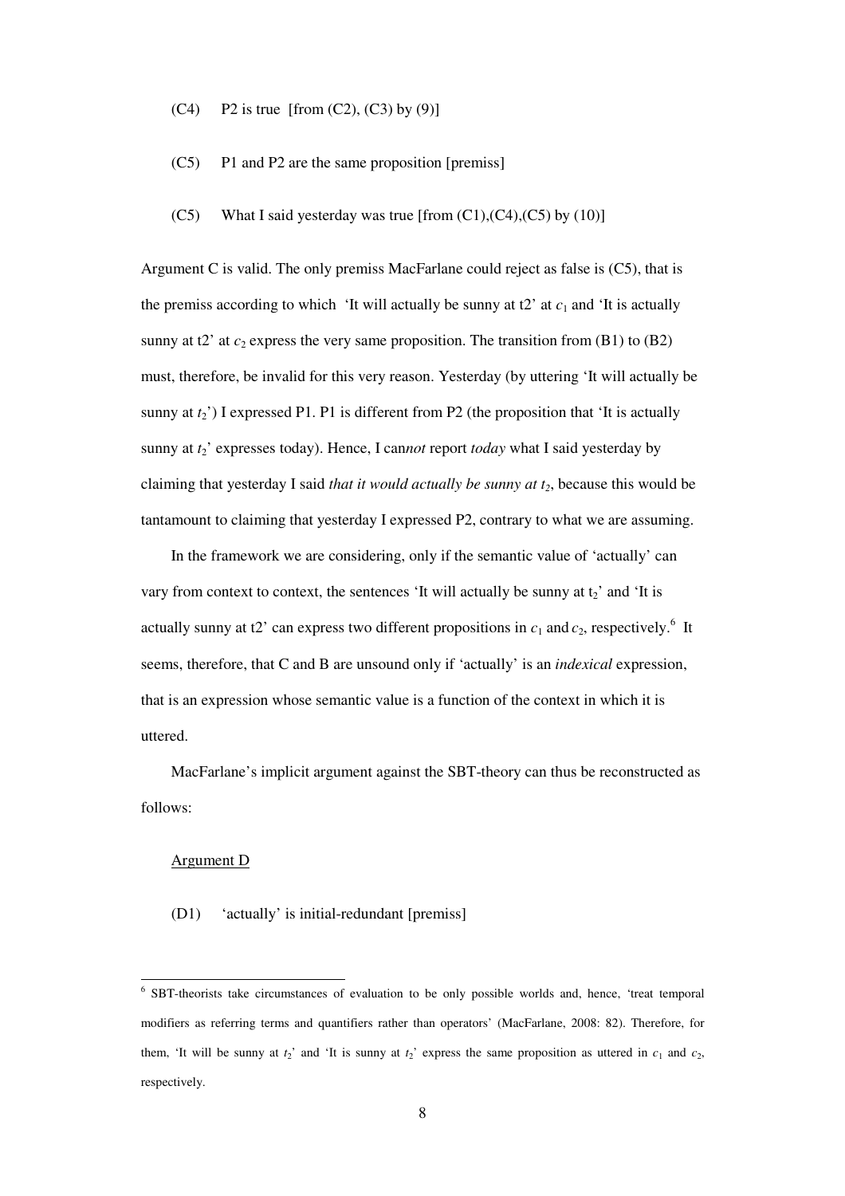(C4) P2 is true [from (C2), (C3) by (9)]

(C5) P1 and P2 are the same proposition [premiss]

(C5) What I said yesterday was true [from (C1),(C4),(C5) by (10)]

Argument C is valid. The only premiss MacFarlane could reject as false is (C5), that is the premiss according to which 'It will actually be sunny at t2' at $c_1$ and 'It is actually sunny at t2' at $c_2$ express the very same proposition. The transition from (B1) to (B2) must, therefore, be invalid for this very reason. Yesterday (by uttering 'It will actually be sunny at $t_2$') I expressed P1. P1 is different from P2 (the proposition that 'It is actually sunny at $t_2$' expresses today). Hence, I can*not* report *today* what I said yesterday by claiming that yesterday I said *that it would actually be sunny at $t_2$*, because this would be tantamount to claiming that yesterday I expressed P2, contrary to what we are assuming.

In the framework we are considering, only if the semantic value of 'actually' can vary from context to context, the sentences 'It will actually be sunny at $t_2$' and 'It is actually sunny at t2' can express two different propositions in $c_1$ and $c_2$, respectively.[6] It seems, therefore, that C and B are unsound only if 'actually' is an *indexical* expression, that is an expression whose semantic value is a function of the context in which it is uttered.

MacFarlane's implicit argument against the SBT-theory can thus be reconstructed as follows:

Argument D

(D1) 'actually' is initial-redundant [premiss]

---

[6] SBT-theorists take circumstances of evaluation to be only possible worlds and, hence, 'treat temporal modifiers as referring terms and quantifiers rather than operators' (MacFarlane, 2008: 82). Therefore, for them, 'It will be sunny at $t_2$' and 'It is sunny at $t_2$' express the same proposition as uttered in $c_1$ and $c_2$, respectively.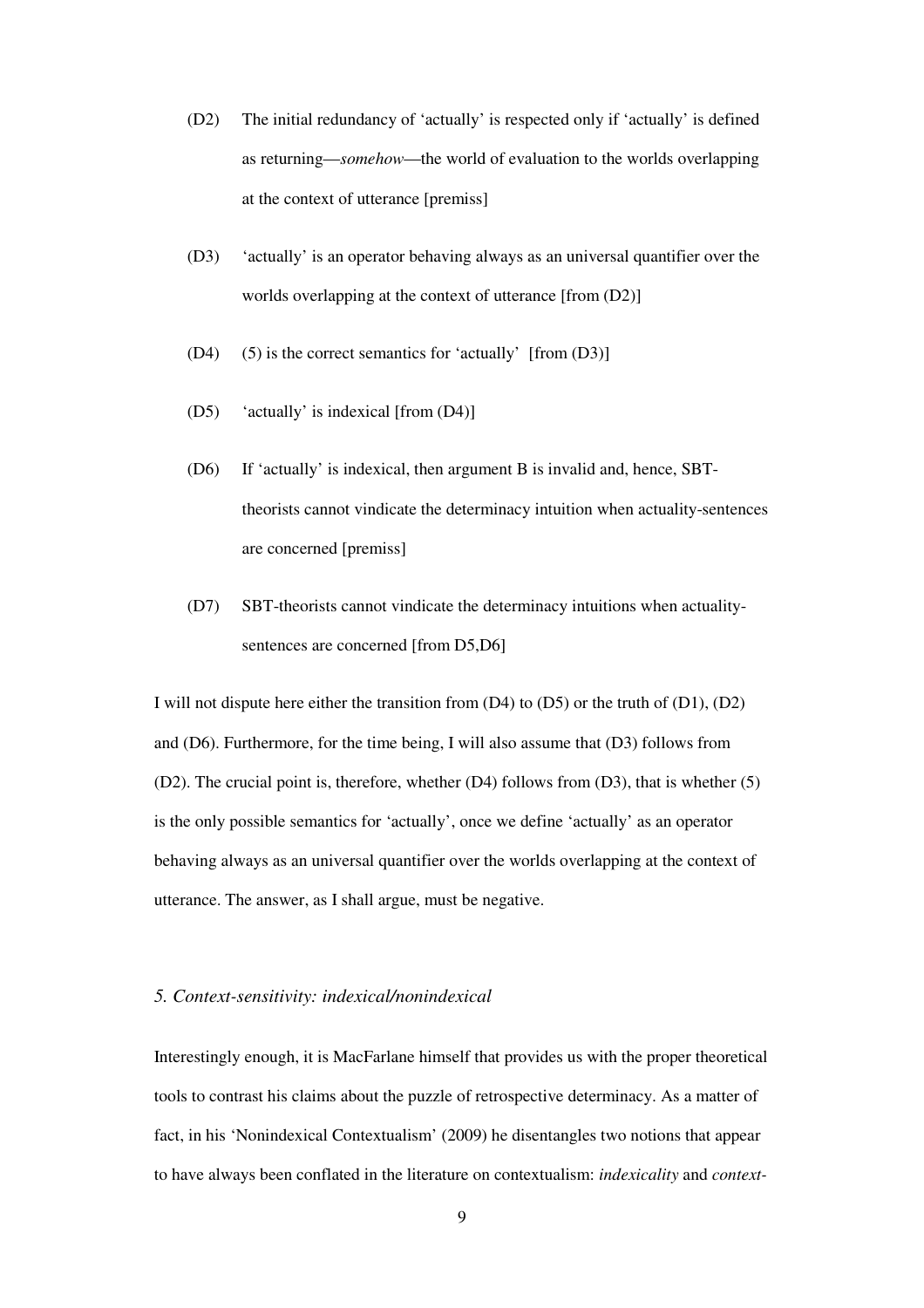(D2) The initial redundancy of 'actually' is respected only if 'actually' is defined as returning—*somehow*—the world of evaluation to the worlds overlapping at the context of utterance [premiss]

(D3) 'actually' is an operator behaving always as an universal quantifier over the worlds overlapping at the context of utterance [from (D2)]

(D4) (5) is the correct semantics for 'actually' [from (D3)]

(D5) 'actually' is indexical [from (D4)]

(D6) If 'actually' is indexical, then argument B is invalid and, hence, SBT-theorists cannot vindicate the determinacy intuition when actuality-sentences are concerned [premiss]

(D7) SBT-theorists cannot vindicate the determinacy intuitions when actuality-sentences are concerned [from D5,D6]

I will not dispute here either the transition from (D4) to (D5) or the truth of (D1), (D2) and (D6). Furthermore, for the time being, I will also assume that (D3) follows from (D2). The crucial point is, therefore, whether (D4) follows from (D3), that is whether (5) is the only possible semantics for 'actually', once we define 'actually' as an operator behaving always as an universal quantifier over the worlds overlapping at the context of utterance. The answer, as I shall argue, must be negative.

### *5. Context-sensitivity: indexical/nonindexical*

Interestingly enough, it is MacFarlane himself that provides us with the proper theoretical tools to contrast his claims about the puzzle of retrospective determinacy. As a matter of fact, in his 'Nonindexical Contextualism' (2009) he disentangles two notions that appear to have always been conflated in the literature on contextualism: *indexicality* and *context-*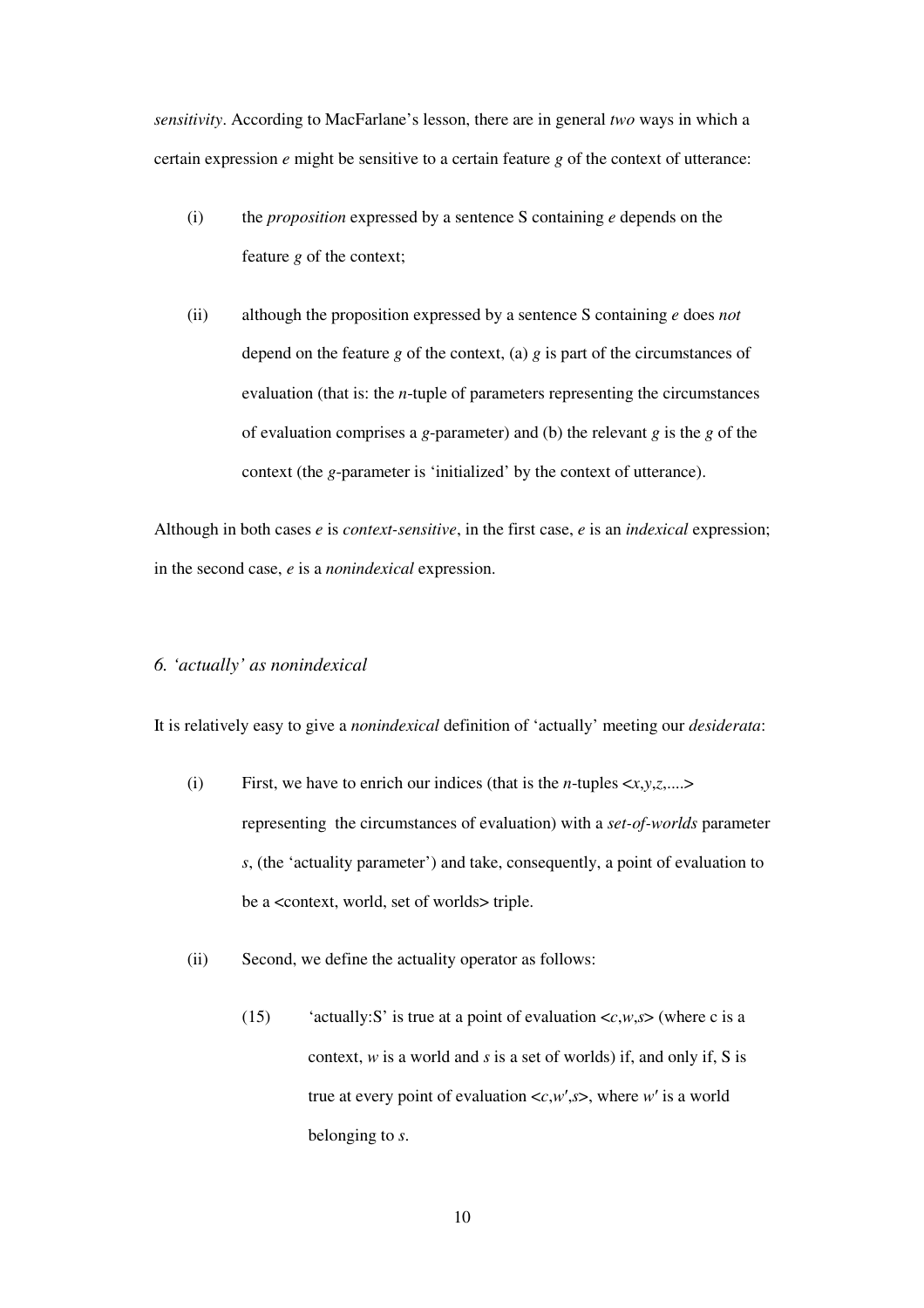*sensitivity*. According to MacFarlane's lesson, there are in general *two* ways in which a certain expression *e* might be sensitive to a certain feature *g* of the context of utterance:

(i) the *proposition* expressed by a sentence S containing *e* depends on the feature *g* of the context;

(ii) although the proposition expressed by a sentence S containing *e* does *not* depend on the feature *g* of the context, (a) *g* is part of the circumstances of evaluation (that is: the *n*-tuple of parameters representing the circumstances of evaluation comprises a *g*-parameter) and (b) the relevant *g* is the *g* of the context (the *g*-parameter is 'initialized' by the context of utterance).

Although in both cases *e* is *context-sensitive*, in the first case, *e* is an *indexical* expression; in the second case, *e* is a *nonindexical* expression.

### *6. 'actually' as nonindexical*

It is relatively easy to give a *nonindexical* definition of 'actually' meeting our *desiderata*:

(i) First, we have to enrich our indices (that is the *n*-tuples $<x,y,z,....>$ representing the circumstances of evaluation) with a *set-of-worlds* parameter *s*, (the 'actuality parameter') and take, consequently, a point of evaluation to be a <context, world, set of worlds> triple.

(ii) Second, we define the actuality operator as follows:

(15) 'actually:S' is true at a point of evaluation $<c,w,s>$ (where c is a context, *w* is a world and *s* is a set of worlds) if, and only if, S is true at every point of evaluation $<c,w',s>$, where $w'$ is a world belonging to *s*.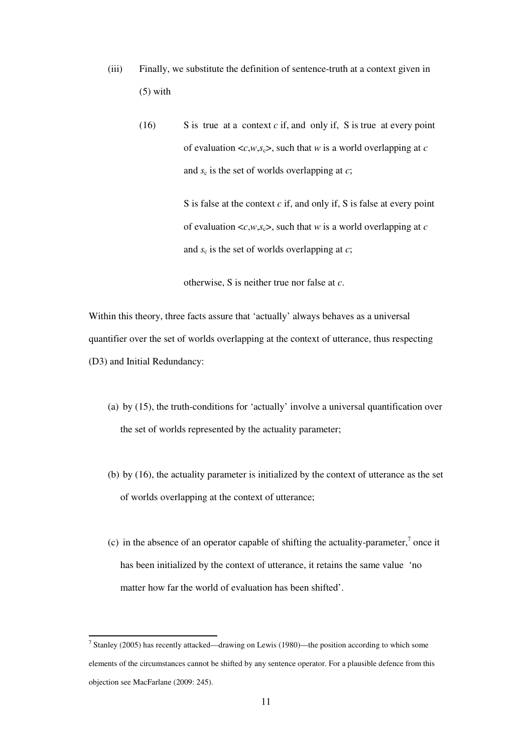(iii) Finally, we substitute the definition of sentence-truth at a context given in (5) with

(16) S is true at a context $c$ if, and only if, S is true at every point of evaluation $<c,w,s_c>$, such that $w$ is a world overlapping at $c$ and $s_c$ is the set of worlds overlapping at $c$;

S is false at the context $c$ if, and only if, S is false at every point of evaluation $<c,w,s_c>$, such that $w$ is a world overlapping at $c$ and $s_c$ is the set of worlds overlapping at $c$;

otherwise, S is neither true nor false at $c$.

Within this theory, three facts assure that 'actually' always behaves as a universal quantifier over the set of worlds overlapping at the context of utterance, thus respecting (D3) and Initial Redundancy:

(a) by (15), the truth-conditions for 'actually' involve a universal quantification over the set of worlds represented by the actuality parameter;

(b) by (16), the actuality parameter is initialized by the context of utterance as the set of worlds overlapping at the context of utterance;

(c) in the absence of an operator capable of shifting the actuality-parameter,[7] once it has been initialized by the context of utterance, it retains the same value 'no matter how far the world of evaluation has been shifted'.

[7] Stanley (2005) has recently attacked—drawing on Lewis (1980)—the position according to which some elements of the circumstances cannot be shifted by any sentence operator. For a plausible defence from this objection see MacFarlane (2009: 245).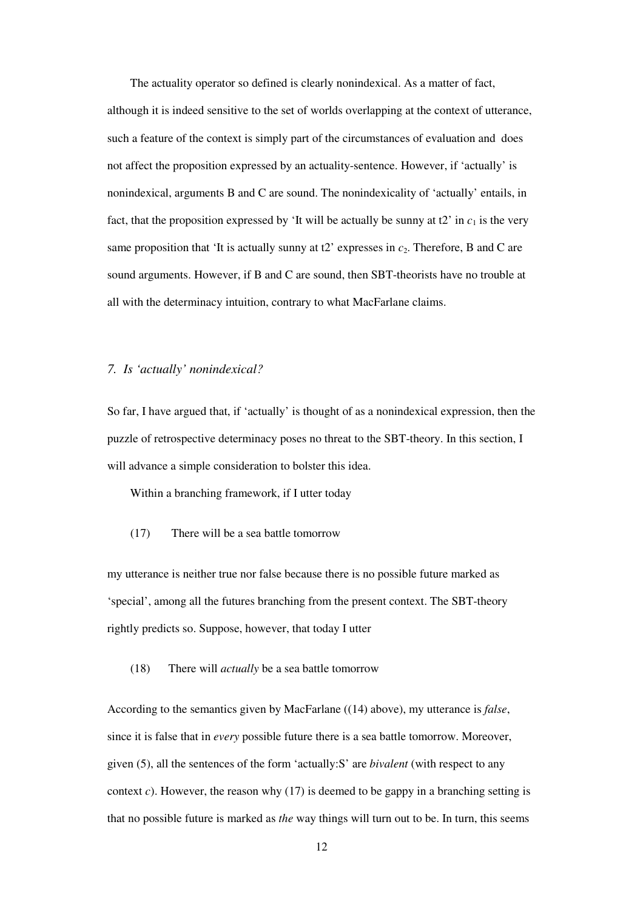The actuality operator so defined is clearly nonindexical. As a matter of fact, although it is indeed sensitive to the set of worlds overlapping at the context of utterance, such a feature of the context is simply part of the circumstances of evaluation and does not affect the proposition expressed by an actuality-sentence. However, if 'actually' is nonindexical, arguments B and C are sound. The nonindexicality of 'actually' entails, in fact, that the proposition expressed by 'It will be actually be sunny at t2' in $c_1$ is the very same proposition that 'It is actually sunny at t2' expresses in $c_2$. Therefore, B and C are sound arguments. However, if B and C are sound, then SBT-theorists have no trouble at all with the determinacy intuition, contrary to what MacFarlane claims.

## *7. Is 'actually' nonindexical?*

So far, I have argued that, if 'actually' is thought of as a nonindexical expression, then the puzzle of retrospective determinacy poses no threat to the SBT-theory. In this section, I will advance a simple consideration to bolster this idea.

Within a branching framework, if I utter today

(17) There will be a sea battle tomorrow

my utterance is neither true nor false because there is no possible future marked as 'special', among all the futures branching from the present context. The SBT-theory rightly predicts so. Suppose, however, that today I utter

(18) There will *actually* be a sea battle tomorrow

According to the semantics given by MacFarlane ((14) above), my utterance is *false*, since it is false that in *every* possible future there is a sea battle tomorrow. Moreover, given (5), all the sentences of the form 'actually:S' are *bivalent* (with respect to any context *c*). However, the reason why (17) is deemed to be gappy in a branching setting is that no possible future is marked as *the* way things will turn out to be. In turn, this seems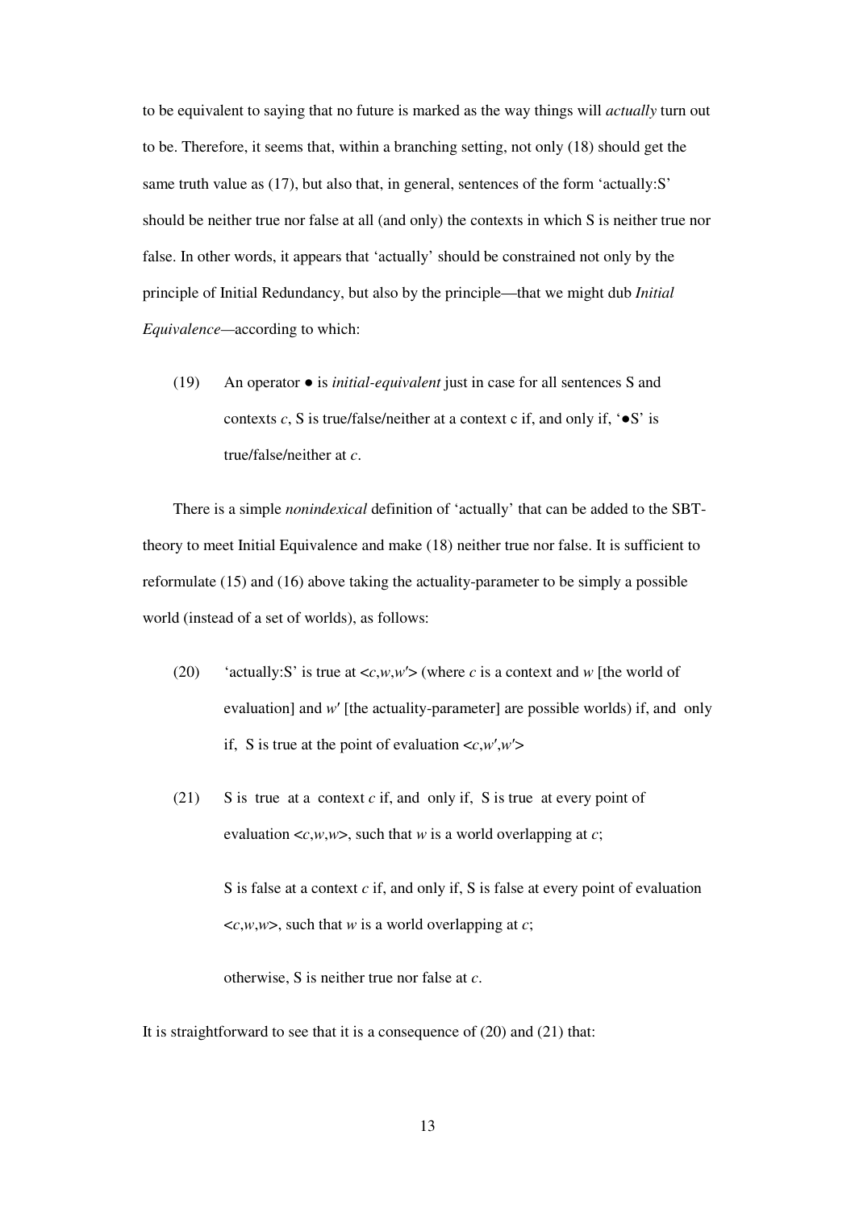to be equivalent to saying that no future is marked as the way things will *actually* turn out to be. Therefore, it seems that, within a branching setting, not only (18) should get the same truth value as (17), but also that, in general, sentences of the form 'actually:S' should be neither true nor false at all (and only) the contexts in which S is neither true nor false. In other words, it appears that 'actually' should be constrained not only by the principle of Initial Redundancy, but also by the principle—that we might dub *Initial Equivalence*—according to which:

(19) An operator ● is *initial-equivalent* just in case for all sentences S and contexts $c$, S is true/false/neither at a context c if, and only if, '●S' is true/false/neither at $c$.

There is a simple *nonindexical* definition of 'actually' that can be added to the SBT-theory to meet Initial Equivalence and make (18) neither true nor false. It is sufficient to reformulate (15) and (16) above taking the actuality-parameter to be simply a possible world (instead of a set of worlds), as follows:

(20) 'actually:S' is true at $<c,w,w'>$ (where $c$ is a context and $w$ [the world of evaluation] and $w'$ [the actuality-parameter] are possible worlds) if, and only if, S is true at the point of evaluation $<c,w',w'>$

(21) S is true at a context $c$ if, and only if, S is true at every point of evaluation $<c,w,w>$, such that $w$ is a world overlapping at $c$;

S is false at a context $c$ if, and only if, S is false at every point of evaluation $<c,w,w>$, such that $w$ is a world overlapping at $c$;

otherwise, S is neither true nor false at $c$.

It is straightforward to see that it is a consequence of (20) and (21) that: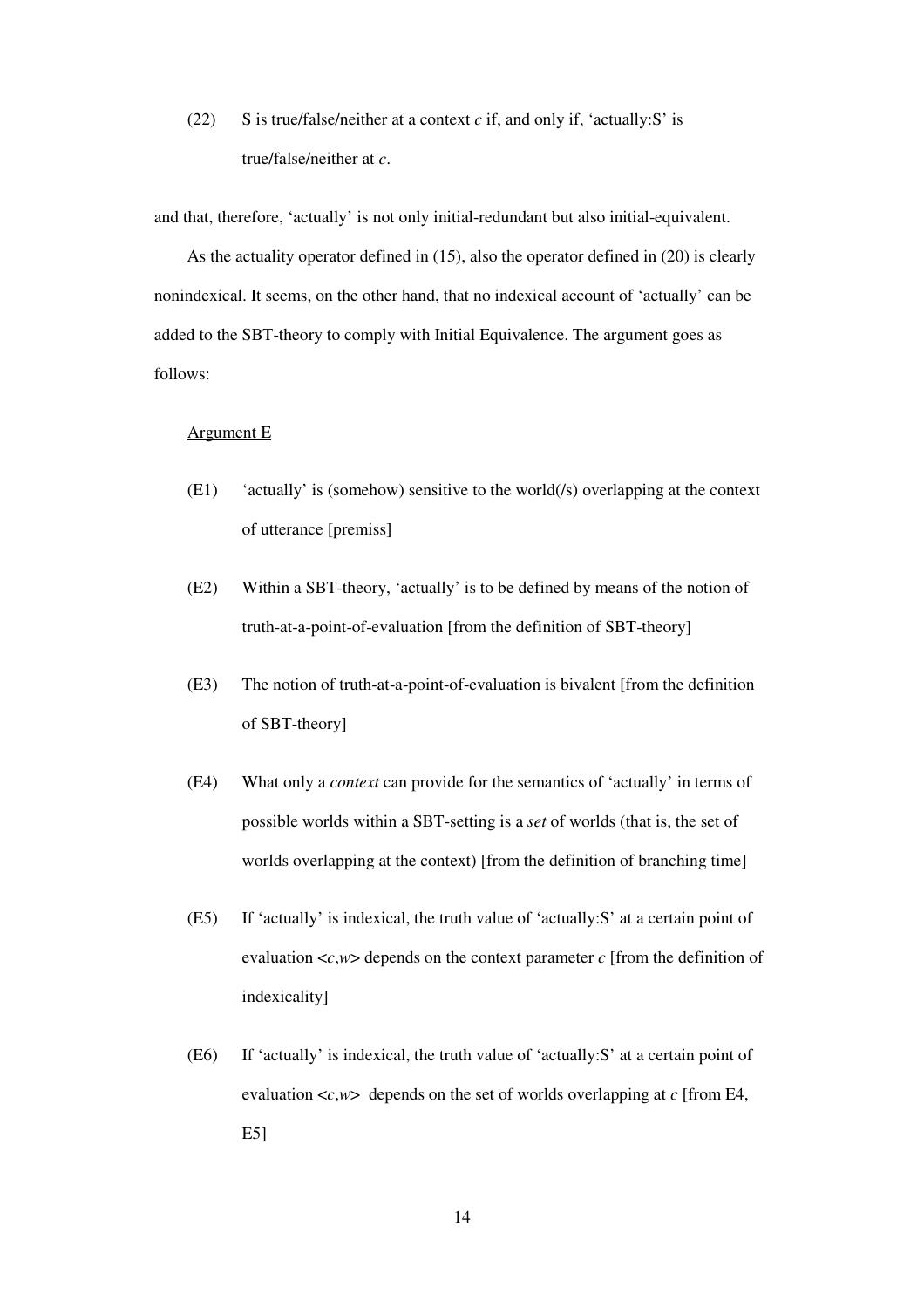(22) S is true/false/neither at a context *c* if, and only if, ‘actually:S’ is true/false/neither at *c*.

and that, therefore, ‘actually’ is not only initial-redundant but also initial-equivalent.

As the actuality operator defined in (15), also the operator defined in (20) is clearly nonindexical. It seems, on the other hand, that no indexical account of ‘actually’ can be added to the SBT-theory to comply with Initial Equivalence. The argument goes as follows:

<u>Argument E</u>

(E1) ‘actually’ is (somehow) sensitive to the world(/s) overlapping at the context of utterance [premiss]

(E2) Within a SBT-theory, ‘actually’ is to be defined by means of the notion of truth-at-a-point-of-evaluation [from the definition of SBT-theory]

(E3) The notion of truth-at-a-point-of-evaluation is bivalent [from the definition of SBT-theory]

(E4) What only a *context* can provide for the semantics of ‘actually’ in terms of possible worlds within a SBT-setting is a *set* of worlds (that is, the set of worlds overlapping at the context) [from the definition of branching time]

(E5) If ‘actually’ is indexical, the truth value of ‘actually:S’ at a certain point of evaluation $<c,w>$ depends on the context parameter $c$ [from the definition of indexicality]

(E6) If ‘actually’ is indexical, the truth value of ‘actually:S’ at a certain point of evaluation $<c,w>$ depends on the set of worlds overlapping at $c$ [from E4, E5]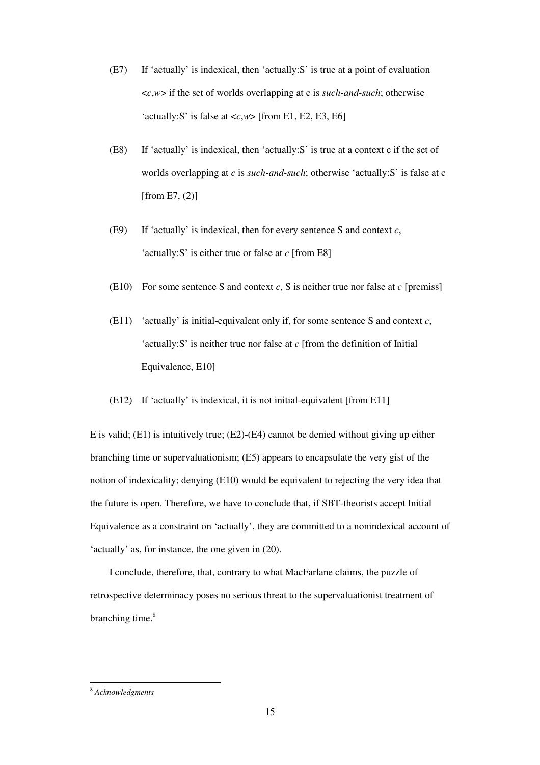(E7) If 'actually' is indexical, then 'actually:S' is true at a point of evaluation <*c*,*w*> if the set of worlds overlapping at c is *such-and-such*; otherwise 'actually:S' is false at <*c*,*w*> [from E1, E2, E3, E6]

(E8) If 'actually' is indexical, then 'actually:S' is true at a context c if the set of worlds overlapping at *c* is *such-and-such*; otherwise 'actually:S' is false at c [from E7, (2)]

(E9) If 'actually' is indexical, then for every sentence S and context *c*, 'actually:S' is either true or false at *c* [from E8]

(E10) For some sentence S and context *c*, S is neither true nor false at *c* [premiss]

(E11) 'actually' is initial-equivalent only if, for some sentence S and context *c*, 'actually:S' is neither true nor false at *c* [from the definition of Initial Equivalence, E10]

(E12) If 'actually' is indexical, it is not initial-equivalent [from E11]

E is valid; (E1) is intuitively true; (E2)-(E4) cannot be denied without giving up either branching time or supervaluationism; (E5) appears to encapsulate the very gist of the notion of indexicality; denying (E10) would be equivalent to rejecting the very idea that the future is open. Therefore, we have to conclude that, if SBT-theorists accept Initial Equivalence as a constraint on 'actually', they are committed to a nonindexical account of 'actually' as, for instance, the one given in (20).

I conclude, therefore, that, contrary to what MacFarlane claims, the puzzle of retrospective determinacy poses no serious threat to the supervaluationist treatment of branching time.[8]

---

[8] *Acknowledgments*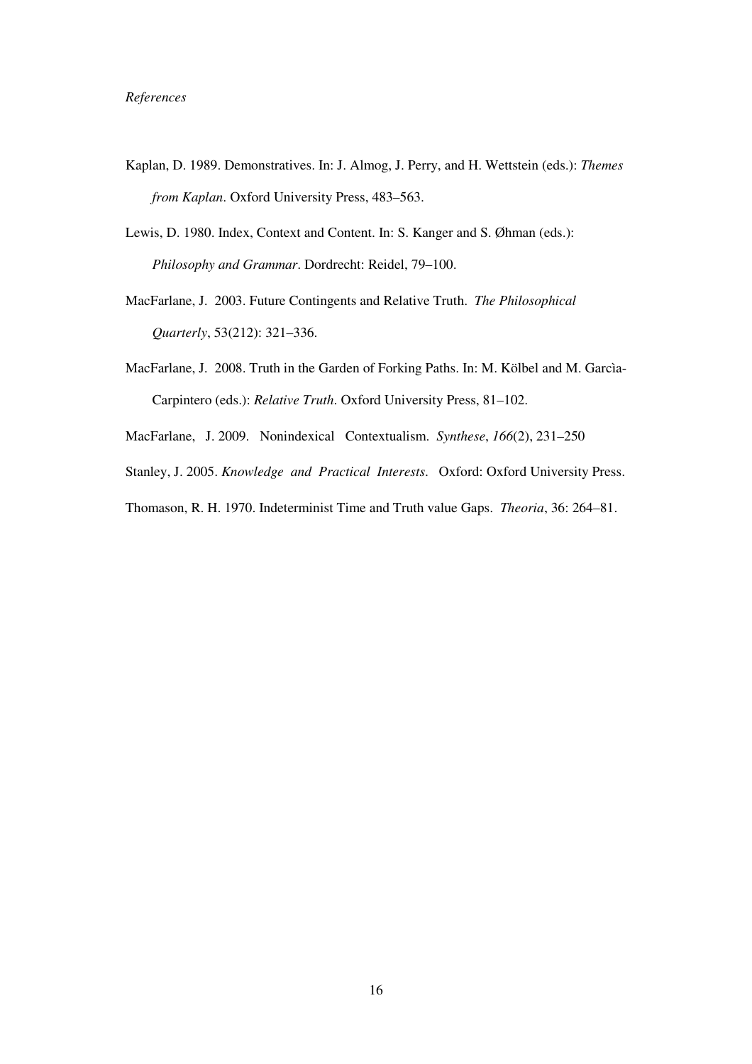*References*

Kaplan, D. 1989. Demonstratives. In: J. Almog, J. Perry, and H. Wettstein (eds.): *Themes from Kaplan*. Oxford University Press, 483–563.

Lewis, D. 1980. Index, Context and Content. In: S. Kanger and S. Øhman (eds.): *Philosophy and Grammar*. Dordrecht: Reidel, 79–100.

MacFarlane, J. 2003. Future Contingents and Relative Truth. *The Philosophical Quarterly*, 53(212): 321–336.

MacFarlane, J. 2008. Truth in the Garden of Forking Paths. In: M. Kölbel and M. Garcìa-Carpintero (eds.): *Relative Truth*. Oxford University Press, 81–102.

MacFarlane, J. 2009. Nonindexical Contextualism. *Synthese*, *166*(2), 231–250

Stanley, J. 2005. *Knowledge and Practical Interests*. Oxford: Oxford University Press.

Thomason, R. H. 1970. Indeterminist Time and Truth value Gaps. *Theoria*, 36: 264–81.